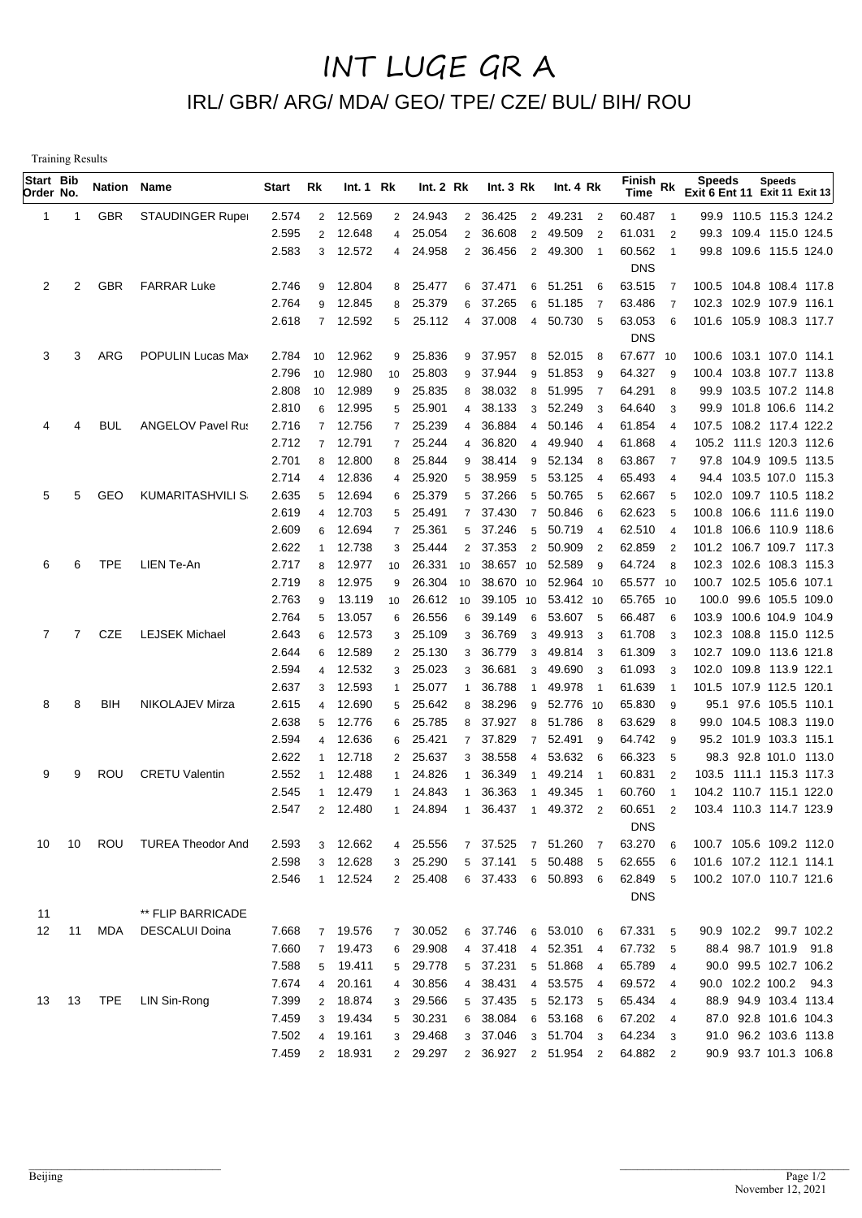# INT LUGE GR A

## IRL/ GBR/ ARG/ MDA/ GEO/ TPE/ CZE/ BUL/ BIH/ ROU

Training Results

| Start Order | Bib No. | Nation | Name | Start | Rk | Int. 1 | Rk | Int. 2 | Rk | Int. 3 | Rk | Int. 4 | Rk | Finish Time | Rk | Speeds Exit 6 | Speeds Ent 11 | Speeds Exit 11 | Speeds Exit 13 |
|---|---|---|---|---|---|---|---|---|---|---|---|---|---|---|---|---|---|---|---|
| 1 | 1 | GBR | STAUDINGER Ruper | 2.574 | 2 | 12.569 | 2 | 24.943 | 2 | 36.425 | 2 | 49.231 | 2 | 60.487 | 1 | 99.9 | 110.5 | 115.3 | 124.2 |
| | | | | 2.595 | 2 | 12.648 | 4 | 25.054 | 2 | 36.608 | 2 | 49.509 | 2 | 61.031 | 2 | 99.3 | 109.4 | 115.0 | 124.5 |
| | | | | 2.583 | 3 | 12.572 | 4 | 24.958 | 2 | 36.456 | 2 | 49.300 | 1 | 60.562 | 1 | 99.8 | 109.6 | 115.5 | 124.0 |
| | | | | | | | | | | | | | | DNS | | | | | |
| 2 | 2 | GBR | FARRAR Luke | 2.746 | 9 | 12.804 | 8 | 25.477 | 6 | 37.471 | 6 | 51.251 | 6 | 63.515 | 7 | 100.5 | 104.8 | 108.4 | 117.8 |
| | | | | 2.764 | 9 | 12.845 | 8 | 25.379 | 6 | 37.265 | 6 | 51.185 | 7 | 63.486 | 7 | 102.3 | 102.9 | 107.9 | 116.1 |
| | | | | 2.618 | 7 | 12.592 | 5 | 25.112 | 4 | 37.008 | 4 | 50.730 | 5 | 63.053 | 6 | 101.6 | 105.9 | 108.3 | 117.7 |
| | | | | | | | | | | | | | | DNS | | | | | |
| 3 | 3 | ARG | POPULIN Lucas Max | 2.784 | 10 | 12.962 | 9 | 25.836 | 9 | 37.957 | 8 | 52.015 | 8 | 67.677 | 10 | 100.6 | 103.1 | 107.0 | 114.1 |
| | | | | 2.796 | 10 | 12.980 | 10 | 25.803 | 9 | 37.944 | 9 | 51.853 | 9 | 64.327 | 9 | 100.4 | 103.8 | 107.7 | 113.8 |
| | | | | 2.808 | 10 | 12.989 | 9 | 25.835 | 8 | 38.032 | 8 | 51.995 | 7 | 64.291 | 8 | 99.9 | 103.5 | 107.2 | 114.8 |
| | | | | 2.810 | 6 | 12.995 | 5 | 25.901 | 4 | 38.133 | 3 | 52.249 | 3 | 64.640 | 3 | 99.9 | 101.8 | 106.6 | 114.2 |
| 4 | 4 | BUL | ANGELOV Pavel Rus | 2.716 | 7 | 12.756 | 7 | 25.239 | 4 | 36.884 | 4 | 50.146 | 4 | 61.854 | 4 | 107.5 | 108.2 | 117.4 | 122.2 |
| | | | | 2.712 | 7 | 12.791 | 7 | 25.244 | 4 | 36.820 | 4 | 49.940 | 4 | 61.868 | 4 | 105.2 | 111.9 | 120.3 | 112.6 |
| | | | | 2.701 | 8 | 12.800 | 8 | 25.844 | 9 | 38.414 | 9 | 52.134 | 8 | 63.867 | 7 | 97.8 | 104.9 | 109.5 | 113.5 |
| | | | | 2.714 | 4 | 12.836 | 4 | 25.920 | 5 | 38.959 | 5 | 53.125 | 4 | 65.493 | 4 | 94.4 | 103.5 | 107.0 | 115.3 |
| 5 | 5 | GEO | KUMARITASHVILI S | 2.635 | 5 | 12.694 | 6 | 25.379 | 5 | 37.266 | 5 | 50.765 | 5 | 62.667 | 5 | 102.0 | 109.7 | 110.5 | 118.2 |
| | | | | 2.619 | 4 | 12.703 | 5 | 25.491 | 7 | 37.430 | 7 | 50.846 | 6 | 62.623 | 5 | 100.8 | 106.6 | 111.6 | 119.0 |
| | | | | 2.609 | 6 | 12.694 | 7 | 25.361 | 5 | 37.246 | 5 | 50.719 | 4 | 62.510 | 4 | 101.8 | 106.6 | 110.9 | 118.6 |
| | | | | 2.622 | 1 | 12.738 | 3 | 25.444 | 2 | 37.353 | 2 | 50.909 | 2 | 62.859 | 2 | 101.2 | 106.7 | 109.7 | 117.3 |
| 6 | 6 | TPE | LIEN Te-An | 2.717 | 8 | 12.977 | 10 | 26.331 | 10 | 38.657 | 10 | 52.589 | 9 | 64.724 | 8 | 102.3 | 102.6 | 108.3 | 115.3 |
| | | | | 2.719 | 8 | 12.975 | 9 | 26.304 | 10 | 38.670 | 10 | 52.964 | 10 | 65.577 | 10 | 100.7 | 102.5 | 105.6 | 107.1 |
| | | | | 2.763 | 9 | 13.119 | 10 | 26.612 | 10 | 39.105 | 10 | 53.412 | 10 | 65.765 | 10 | 100.0 | 99.6 | 105.5 | 109.0 |
| | | | | 2.764 | 5 | 13.057 | 6 | 26.556 | 6 | 39.149 | 6 | 53.607 | 5 | 66.487 | 6 | 103.9 | 100.6 | 104.9 | 104.9 |
| 7 | 7 | CZE | LEJSEK Michael | 2.643 | 6 | 12.573 | 3 | 25.109 | 3 | 36.769 | 3 | 49.913 | 3 | 61.708 | 3 | 102.3 | 108.8 | 115.0 | 112.5 |
| | | | | 2.644 | 6 | 12.589 | 2 | 25.130 | 3 | 36.779 | 3 | 49.814 | 3 | 61.309 | 3 | 102.7 | 109.0 | 113.6 | 121.8 |
| | | | | 2.594 | 4 | 12.532 | 3 | 25.023 | 3 | 36.681 | 3 | 49.690 | 3 | 61.093 | 3 | 102.0 | 109.8 | 113.9 | 122.1 |
| | | | | 2.637 | 3 | 12.593 | 1 | 25.077 | 1 | 36.788 | 1 | 49.978 | 1 | 61.639 | 1 | 101.5 | 107.9 | 112.5 | 120.1 |
| 8 | 8 | BIH | NIKOLAJEV Mirza | 2.615 | 4 | 12.690 | 5 | 25.642 | 8 | 38.296 | 9 | 52.776 | 10 | 65.830 | 9 | 95.1 | 97.6 | 105.5 | 110.1 |
| | | | | 2.638 | 5 | 12.776 | 6 | 25.785 | 8 | 37.927 | 8 | 51.786 | 8 | 63.629 | 8 | 99.0 | 104.5 | 108.3 | 119.0 |
| | | | | 2.594 | 4 | 12.636 | 6 | 25.421 | 7 | 37.829 | 7 | 52.491 | 9 | 64.742 | 9 | 95.2 | 101.9 | 103.3 | 115.1 |
| | | | | 2.622 | 1 | 12.718 | 2 | 25.637 | 3 | 38.558 | 4 | 53.632 | 6 | 66.323 | 5 | 98.3 | 92.8 | 101.0 | 113.0 |
| 9 | 9 | ROU | CRETU Valentin | 2.552 | 1 | 12.488 | 1 | 24.826 | 1 | 36.349 | 1 | 49.214 | 1 | 60.831 | 2 | 103.5 | 111.1 | 115.3 | 117.3 |
| | | | | 2.545 | 1 | 12.479 | 1 | 24.843 | 1 | 36.363 | 1 | 49.345 | 1 | 60.760 | 1 | 104.2 | 110.7 | 115.1 | 122.0 |
| | | | | 2.547 | 2 | 12.480 | 1 | 24.894 | 1 | 36.437 | 1 | 49.372 | 2 | 60.651 | 2 | 103.4 | 110.3 | 114.7 | 123.9 |
| | | | | | | | | | | | | | | DNS | | | | | |
| 10 | 10 | ROU | TUREA Theodor And | 2.593 | 3 | 12.662 | 4 | 25.556 | 7 | 37.525 | 7 | 51.260 | 7 | 63.270 | 6 | 100.7 | 105.6 | 109.2 | 112.0 |
| | | | | 2.598 | 3 | 12.628 | 3 | 25.290 | 5 | 37.141 | 5 | 50.488 | 5 | 62.655 | 6 | 101.6 | 107.2 | 112.1 | 114.1 |
| | | | | 2.546 | 1 | 12.524 | 2 | 25.408 | 6 | 37.433 | 6 | 50.893 | 6 | 62.849 | 5 | 100.2 | 107.0 | 110.7 | 121.6 |
| | | | | | | | | | | | | | | DNS | | | | | |
| 11 | | | ** FLIP BARRICADE | | | | | | | | | | | | | | | | |
| 12 | 11 | MDA | DESCALUI Doina | 7.668 | 7 | 19.576 | 7 | 30.052 | 6 | 37.746 | 6 | 53.010 | 6 | 67.331 | 5 | 90.9 | 102.2 | 99.7 | 102.2 |
| | | | | 7.660 | 7 | 19.473 | 6 | 29.908 | 4 | 37.418 | 4 | 52.351 | 4 | 67.732 | 5 | 88.4 | 98.7 | 101.9 | 91.8 |
| | | | | 7.588 | 5 | 19.411 | 5 | 29.778 | 5 | 37.231 | 5 | 51.868 | 4 | 65.789 | 4 | 90.0 | 99.5 | 102.7 | 106.2 |
| | | | | 7.674 | 4 | 20.161 | 4 | 30.856 | 4 | 38.431 | 4 | 53.575 | 4 | 69.572 | 4 | 90.0 | 102.2 | 100.2 | 94.3 |
| 13 | 13 | TPE | LIN Sin-Rong | 7.399 | 2 | 18.874 | 3 | 29.566 | 5 | 37.435 | 5 | 52.173 | 5 | 65.434 | 4 | 88.9 | 94.9 | 103.4 | 113.4 |
| | | | | 7.459 | 3 | 19.434 | 5 | 30.231 | 6 | 38.084 | 6 | 53.168 | 6 | 67.202 | 4 | 87.0 | 92.8 | 101.6 | 104.3 |
| | | | | 7.502 | 4 | 19.161 | 3 | 29.468 | 3 | 37.046 | 3 | 51.704 | 3 | 64.234 | 3 | 91.0 | 96.2 | 103.6 | 113.8 |
| | | | | 7.459 | 2 | 18.931 | 2 | 29.297 | 2 | 36.927 | 2 | 51.954 | 2 | 64.882 | 2 | 90.9 | 93.7 | 101.3 | 106.8 |

Beijing

November 12, 2021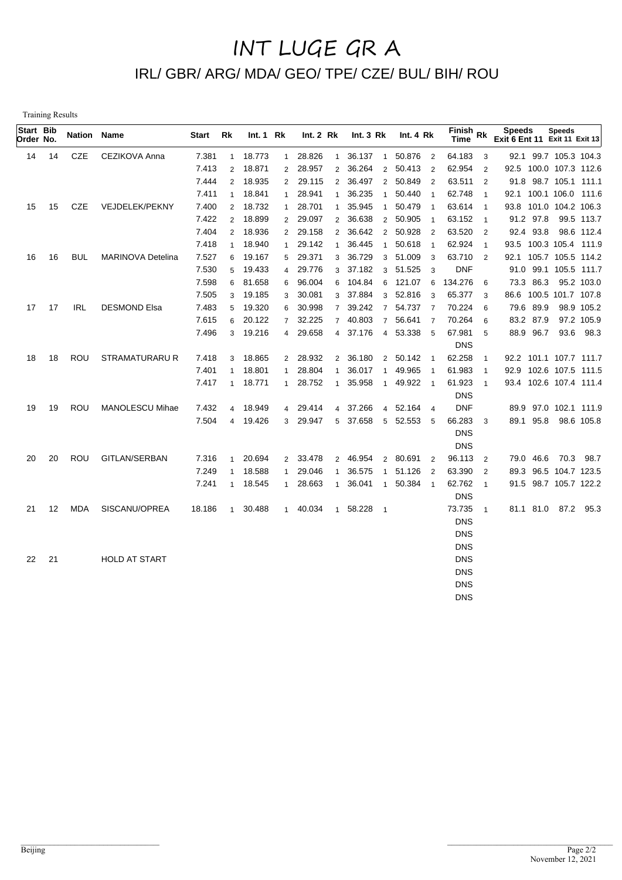# INT LUGE GR A

## IRL/ GBR/ ARG/ MDA/ GEO/ TPE/ CZE/ BUL/ BIH/ ROU

Training Results

| Start Order | Bib No. | Nation | Name | Start | Rk | Int. 1 | Rk | Int. 2 | Rk | Int. 3 | Rk | Int. 4 | Rk | Finish Time | Rk | Speeds Exit 6 | Speeds Ent 11 | Speeds Exit 11 | Speeds Exit 13 |
|---|---|---|---|---|---|---|---|---|---|---|---|---|---|---|---|---|---|---|---|
| 14 | 14 | CZE | CEZIKOVA Anna | 7.381 | 1 | 18.773 | 1 | 28.826 | 1 | 36.137 | 1 | 50.876 | 2 | 64.183 | 3 | 92.1 | 99.7 | 105.3 | 104.3 |
| | | | | 7.413 | 2 | 18.871 | 2 | 28.957 | 2 | 36.264 | 2 | 50.413 | 2 | 62.954 | 2 | 92.5 | 100.0 | 107.3 | 112.6 |
| | | | | 7.444 | 2 | 18.935 | 2 | 29.115 | 2 | 36.497 | 2 | 50.849 | 2 | 63.511 | 2 | 91.8 | 98.7 | 105.1 | 111.1 |
| | | | | 7.411 | 1 | 18.841 | 1 | 28.941 | 1 | 36.235 | 1 | 50.440 | 1 | 62.748 | 1 | 92.1 | 100.1 | 106.0 | 111.6 |
| 15 | 15 | CZE | VEJDELEK/PEKNY | 7.400 | 2 | 18.732 | 1 | 28.701 | 1 | 35.945 | 1 | 50.479 | 1 | 63.614 | 1 | 93.8 | 101.0 | 104.2 | 106.3 |
| | | | | 7.422 | 2 | 18.899 | 2 | 29.097 | 2 | 36.638 | 2 | 50.905 | 1 | 63.152 | 1 | 91.2 | 97.8 | 99.5 | 113.7 |
| | | | | 7.404 | 2 | 18.936 | 2 | 29.158 | 2 | 36.642 | 2 | 50.928 | 2 | 63.520 | 2 | 92.4 | 93.8 | 98.6 | 112.4 |
| | | | | 7.418 | 1 | 18.940 | 1 | 29.142 | 1 | 36.445 | 1 | 50.618 | 1 | 62.924 | 1 | 93.5 | 100.3 | 105.4 | 111.9 |
| 16 | 16 | BUL | MARINOVA Detelina | 7.527 | 6 | 19.167 | 5 | 29.371 | 3 | 36.729 | 3 | 51.009 | 3 | 63.710 | 2 | 92.1 | 105.7 | 105.5 | 114.2 |
| | | | | 7.530 | 5 | 19.433 | 4 | 29.776 | 3 | 37.182 | 3 | 51.525 | 3 | DNF | | 91.0 | 99.1 | 105.5 | 111.7 |
| | | | | 7.598 | 6 | 81.658 | 6 | 96.004 | 6 | 104.84 | 6 | 121.07 | 6 | 134.276 | 6 | 73.3 | 86.3 | 95.2 | 103.0 |
| | | | | 7.505 | 3 | 19.185 | 3 | 30.081 | 3 | 37.884 | 3 | 52.816 | 3 | 65.377 | 3 | 86.6 | 100.5 | 101.7 | 107.8 |
| 17 | 17 | IRL | DESMOND Elsa | 7.483 | 5 | 19.320 | 6 | 30.998 | 7 | 39.242 | 7 | 54.737 | 7 | 70.224 | 6 | 79.6 | 89.9 | 98.9 | 105.2 |
| | | | | 7.615 | 6 | 20.122 | 7 | 32.225 | 7 | 40.803 | 7 | 56.641 | 7 | 70.264 | 6 | 83.2 | 87.9 | 97.2 | 105.9 |
| | | | | 7.496 | 3 | 19.216 | 4 | 29.658 | 4 | 37.176 | 4 | 53.338 | 5 | 67.981 | 5 | 88.9 | 96.7 | 93.6 | 98.3 |
| | | | | | | | | | | | | | | DNS | | | | | |
| 18 | 18 | ROU | STRAMATURARU R | 7.418 | 3 | 18.865 | 2 | 28.932 | 2 | 36.180 | 2 | 50.142 | 1 | 62.258 | 1 | 92.2 | 101.1 | 107.7 | 111.7 |
| | | | | 7.401 | 1 | 18.801 | 1 | 28.804 | 1 | 36.017 | 1 | 49.965 | 1 | 61.983 | 1 | 92.9 | 102.6 | 107.5 | 111.5 |
| | | | | 7.417 | 1 | 18.771 | 1 | 28.752 | 1 | 35.958 | 1 | 49.922 | 1 | 61.923 | 1 | 93.4 | 102.6 | 107.4 | 111.4 |
| | | | | | | | | | | | | | | DNS | | | | | |
| 19 | 19 | ROU | MANOLESCU Mihae | 7.432 | 4 | 18.949 | 4 | 29.414 | 4 | 37.266 | 4 | 52.164 | 4 | DNF | | 89.9 | 97.0 | 102.1 | 111.9 |
| | | | | 7.504 | 4 | 19.426 | 3 | 29.947 | 5 | 37.658 | 5 | 52.553 | 5 | 66.283 | 3 | 89.1 | 95.8 | 98.6 | 105.8 |
| | | | | | | | | | | | | | | DNS | | | | | |
| | | | | | | | | | | | | | | DNS | | | | | |
| 20 | 20 | ROU | GITLAN/SERBAN | 7.316 | 1 | 20.694 | 2 | 33.478 | 2 | 46.954 | 2 | 80.691 | 2 | 96.113 | 2 | 79.0 | 46.6 | 70.3 | 98.7 |
| | | | | 7.249 | 1 | 18.588 | 1 | 29.046 | 1 | 36.575 | 1 | 51.126 | 2 | 63.390 | 2 | 89.3 | 96.5 | 104.7 | 123.5 |
| | | | | 7.241 | 1 | 18.545 | 1 | 28.663 | 1 | 36.041 | 1 | 50.384 | 1 | 62.762 | 1 | 91.5 | 98.7 | 105.7 | 122.2 |
| | | | | | | | | | | | | | | DNS | | | | | |
| 21 | 12 | MDA | SISCANU/OPREA | 18.186 | 1 | 30.488 | 1 | 40.034 | 1 | 58.228 | 1 | | | 73.735 | 1 | 81.1 | 81.0 | 87.2 | 95.3 |
| | | | | | | | | | | | | | | DNS | | | | | |
| | | | | | | | | | | | | | | DNS | | | | | |
| | | | | | | | | | | | | | | DNS | | | | | |
| 22 | 21 | | HOLD AT START | | | | | | | | | | | DNS | | | | | |
| | | | | | | | | | | | | | | DNS | | | | | |
| | | | | | | | | | | | | | | DNS | | | | | |
| | | | | | | | | | | | | | | DNS | | | | | |

Beijing

November 12, 2021